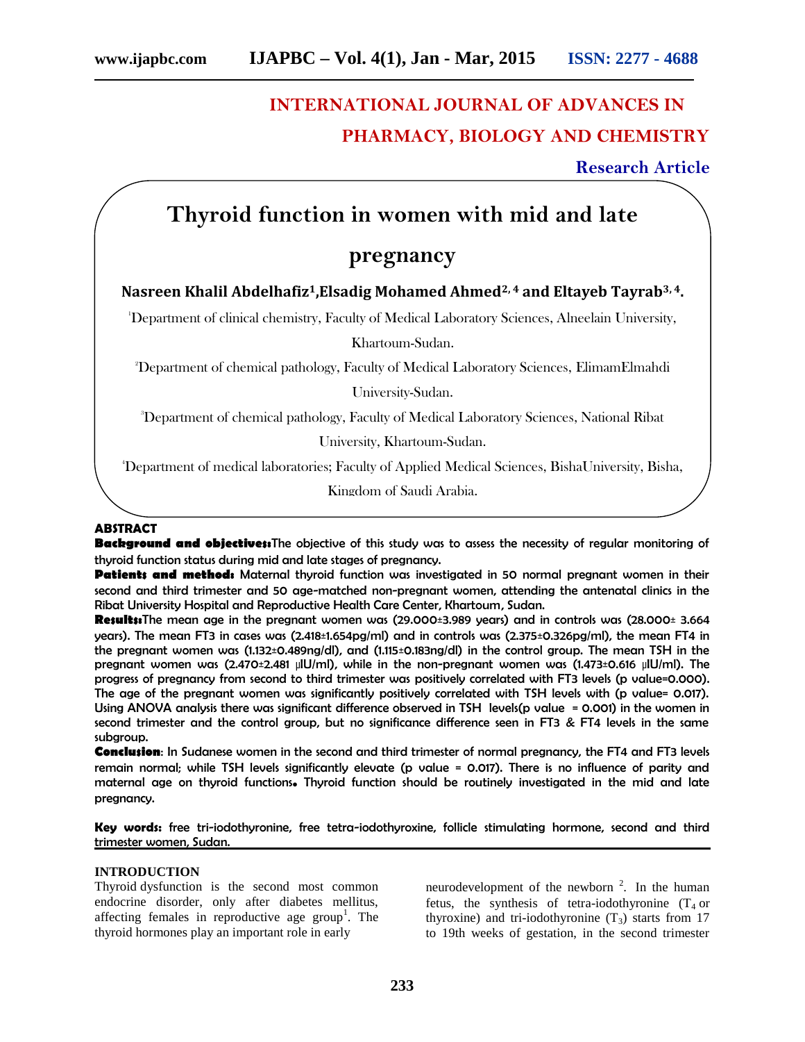# INTERNATIONAL JOURNAL OF ADVANCES IN PHARMACY, BIOLOGY AND CHEMISTRY

**Research Article**

# Thyroid function in women with mid and late pregnancy

**Nasreen Khalil Abdelhafiz[1], Elsadig Mohamed Ahmed[2, 4] and Eltayeb Tayrab[3, 4].**

[1]Department of clinical chemistry, Faculty of Medical Laboratory Sciences, Alneelain University, Khartoum-Sudan.

[2]Department of chemical pathology, Faculty of Medical Laboratory Sciences, ElimamElmahdi University-Sudan.

[3]Department of chemical pathology, Faculty of Medical Laboratory Sciences, National Ribat University, Khartoum-Sudan.

[4]Department of medical laboratories; Faculty of Applied Medical Sciences, BishaUniversity, Bisha, Kingdom of Saudi Arabia.

## ABSTRACT

**Background and objectives:** The objective of this study was to assess the necessity of regular monitoring of thyroid function status during mid and late stages of pregnancy.

**Patients and method:** Maternal thyroid function was investigated in 50 normal pregnant women in their second and third trimester and 50 age-matched non-pregnant women, attending the antenatal clinics in the Ribat University Hospital and Reproductive Health Care Center, Khartoum, Sudan.

**Results:** The mean age in the pregnant women was (29.000±3.989 years) and in controls was (28.000± 3.664 years). The mean FT3 in cases was (2.418±1.654pg/ml) and in controls was (2.375±0.326pg/ml), the mean FT4 in the pregnant women was (1.132±0.489ng/dl), and (1.115±0.183ng/dl) in the control group. The mean TSH in the pregnant women was (2.470±2.481 µIU/ml), while in the non-pregnant women was (1.473±0.616 µIU/ml). The progress of pregnancy from second to third trimester was positively correlated with FT3 levels (p value=0.000). The age of the pregnant women was significantly positively correlated with TSH levels with (p value= 0.017). Using ANOVA analysis there was significant difference observed in TSH levels(p value = 0.001) in the women in second trimester and the control group, but no significance difference seen in FT3 & FT4 levels in the same subgroup.

**Conclusion**: In Sudanese women in the second and third trimester of normal pregnancy, the FT4 and FT3 levels remain normal; while TSH levels significantly elevate (p value = 0.017). There is no influence of parity and maternal age on thyroid functions**.** Thyroid function should be routinely investigated in the mid and late pregnancy.

**Key words:** free tri-iodothyronine, free tetra-iodothyroxine, follicle stimulating hormone, second and third trimester women, Sudan.

## INTRODUCTION

Thyroid dysfunction is the second most common endocrine disorder, only after diabetes mellitus, affecting females in reproductive age group[1]. The thyroid hormones play an important role in early neurodevelopment of the newborn [2]. In the human fetus, the synthesis of tetra-iodothyronine ($T_4$ or thyroxine) and tri-iodothyronine ($T_3$) starts from 17 to 19th weeks of gestation, in the second trimester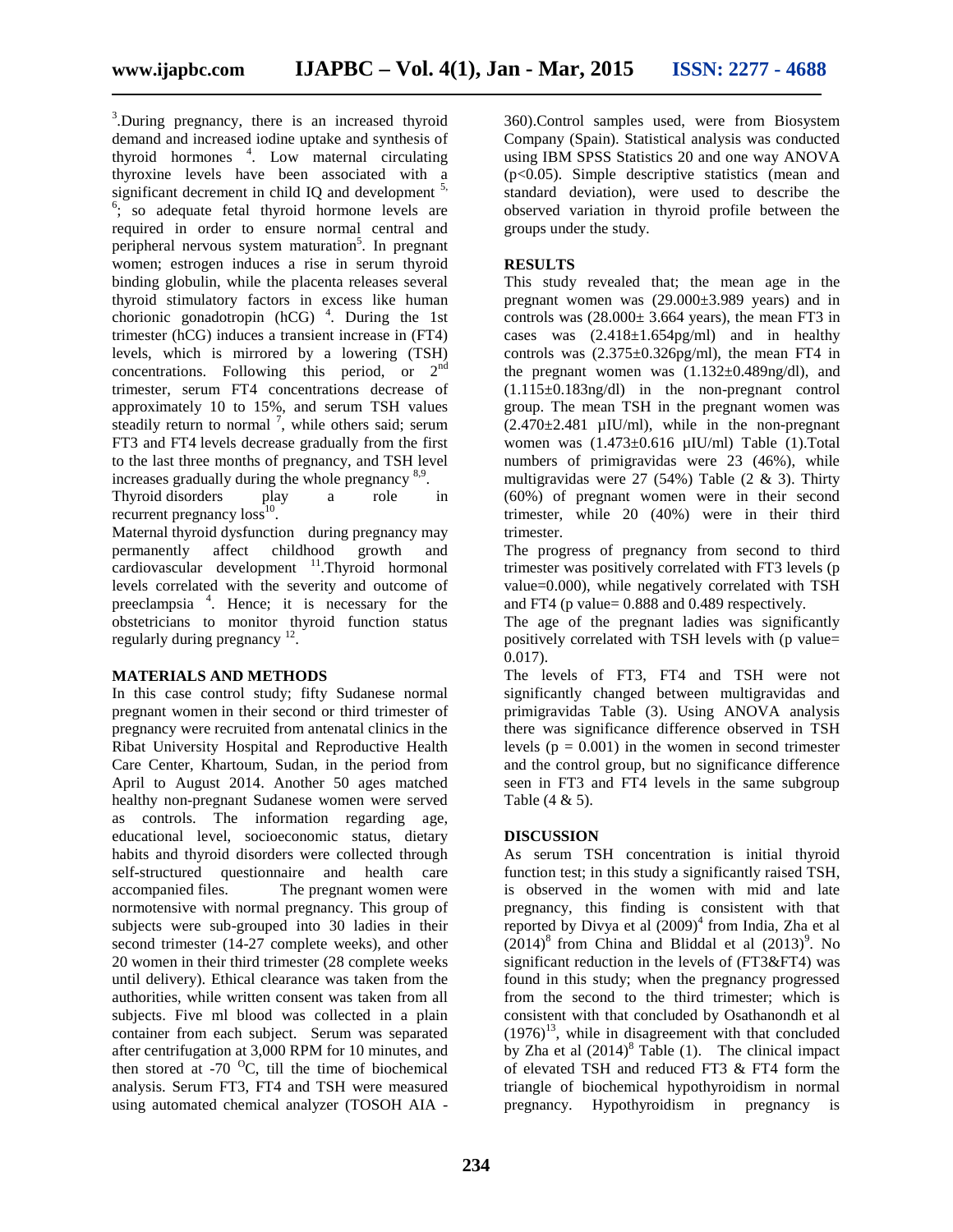[3].During pregnancy, there is an increased thyroid demand and increased iodine uptake and synthesis of thyroid hormones [4]. Low maternal circulating thyroxine levels have been associated with a significant decrement in child IQ and development [5, 6]; so adequate fetal thyroid hormone levels are required in order to ensure normal central and peripheral nervous system maturation[5]. In pregnant women; estrogen induces a rise in serum thyroid binding globulin, while the placenta releases several thyroid stimulatory factors in excess like human chorionic gonadotropin (hCG) [4]. During the 1st trimester (hCG) induces a transient increase in (FT4) levels, which is mirrored by a lowering (TSH) concentrations. Following this period, or 2[nd] trimester, serum FT4 concentrations decrease of approximately 10 to 15%, and serum TSH values steadily return to normal [7], while others said; serum FT3 and FT4 levels decrease gradually from the first to the last three months of pregnancy, and TSH level increases gradually during the whole pregnancy [8,9].

Thyroid disorders play a role in recurrent pregnancy loss[10].

Maternal thyroid dysfunction during pregnancy may permanently affect childhood growth and cardiovascular development [11].Thyroid hormonal levels correlated with the severity and outcome of preeclampsia [4]. Hence; it is necessary for the obstetricians to monitor thyroid function status regularly during pregnancy [12].

## MATERIALS AND METHODS

In this case control study; fifty Sudanese normal pregnant women in their second or third trimester of pregnancy were recruited from antenatal clinics in the Ribat University Hospital and Reproductive Health Care Center, Khartoum, Sudan, in the period from April to August 2014. Another 50 ages matched healthy non-pregnant Sudanese women were served as controls. The information regarding age, educational level, socioeconomic status, dietary habits and thyroid disorders were collected through self-structured questionnaire and health care accompanied files. The pregnant women were normotensive with normal pregnancy. This group of subjects were sub-grouped into 30 ladies in their second trimester (14-27 complete weeks), and other 20 women in their third trimester (28 complete weeks until delivery). Ethical clearance was taken from the authorities, while written consent was taken from all subjects. Five ml blood was collected in a plain container from each subject. Serum was separated after centrifugation at 3,000 RPM for 10 minutes, and then stored at -70 $^{O}$C, till the time of biochemical analysis. Serum FT3, FT4 and TSH were measured using automated chemical analyzer (TOSOH AIA - 360).Control samples used, were from Biosystem Company (Spain). Statistical analysis was conducted using IBM SPSS Statistics 20 and one way ANOVA ($p<0.05$). Simple descriptive statistics (mean and standard deviation), were used to describe the observed variation in thyroid profile between the groups under the study.

## RESULTS

This study revealed that; the mean age in the pregnant women was (29.000±3.989 years) and in controls was (28.000± 3.664 years), the mean FT3 in cases was (2.418±1.654pg/ml) and in healthy controls was (2.375±0.326pg/ml), the mean FT4 in the pregnant women was (1.132±0.489ng/dl), and (1.115±0.183ng/dl) in the non-pregnant control group. The mean TSH in the pregnant women was (2.470±2.481 µIU/ml), while in the non-pregnant women was (1.473±0.616 µIU/ml) Table (1).Total numbers of primigravidas were 23 (46%), while multigravidas were 27 (54%) Table (2 & 3). Thirty (60%) of pregnant women were in their second trimester, while 20 (40%) were in their third trimester.

The progress of pregnancy from second to third trimester was positively correlated with FT3 levels (p value=0.000), while negatively correlated with TSH and FT4 (p value= 0.888 and 0.489 respectively.

The age of the pregnant ladies was significantly positively correlated with TSH levels with (p value= 0.017).

The levels of FT3, FT4 and TSH were not significantly changed between multigravidas and primigravidas Table (3). Using ANOVA analysis there was significance difference observed in TSH levels ($p = 0.001$) in the women in second trimester and the control group, but no significance difference seen in FT3 and FT4 levels in the same subgroup Table (4 & 5).

## DISCUSSION

As serum TSH concentration is initial thyroid function test; in this study a significantly raised TSH, is observed in the women with mid and late pregnancy, this finding is consistent with that reported by Divya et al (2009)[4] from India, Zha et al (2014)[8] from China and Bliddal et al (2013)[9]. No significant reduction in the levels of (FT3&FT4) was found in this study; when the pregnancy progressed from the second to the third trimester; which is consistent with that concluded by Osathanondh et al (1976)[13], while in disagreement with that concluded by Zha et al (2014)[8] Table (1). The clinical impact of elevated TSH and reduced FT3 & FT4 form the triangle of biochemical hypothyroidism in normal pregnancy. Hypothyroidism in pregnancy is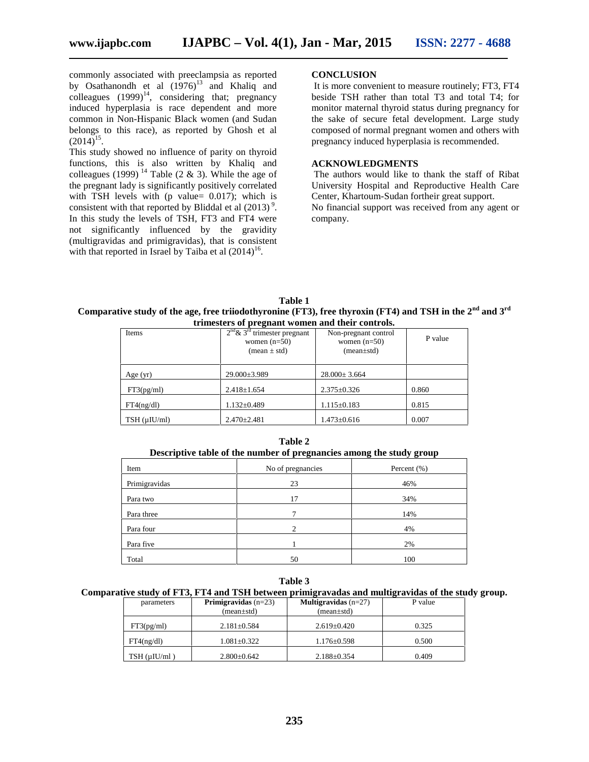commonly associated with preeclampsia as reported by Osathanondh et al (1976)[13] and Khaliq and colleagues (1999)[14], considering that; pregnancy induced hyperplasia is race dependent and more common in Non-Hispanic Black women (and Sudan belongs to this race), as reported by Ghosh et al (2014)[15].

This study showed no influence of parity on thyroid functions, this is also written by Khaliq and colleagues (1999) [14] Table (2 & 3). While the age of the pregnant lady is significantly positively correlated with TSH levels with (p value= 0.017); which is consistent with that reported by Bliddal et al (2013) [9]. In this study the levels of TSH, FT3 and FT4 were not significantly influenced by the gravidity (multigravidas and primigravidas), that is consistent with that reported in Israel by Taiba et al (2014)[16].

## CONCLUSION

It is more convenient to measure routinely; FT3, FT4 beside TSH rather than total T3 and total T4; for monitor maternal thyroid status during pregnancy for the sake of secure fetal development. Large study composed of normal pregnant women and others with pregnancy induced hyperplasia is recommended.

## ACKNOWLEDGMENTS

The authors would like to thank the staff of Ribat University Hospital and Reproductive Health Care Center, Khartoum-Sudan fortheir great support.

No financial support was received from any agent or company.

**Table 1**
**Comparative study of the age, free triiodothyronine (FT3), free thyroxin (FT4) and TSH in the 2nd and 3rd trimesters of pregnant women and their controls.**

| Items | 2nd & 3rd trimester pregnant women (n=50) (mean ± std) | Non-pregnant control women (n=50) (mean±std) | P value |
|---|---|---|---|
| Age (yr) | 29.000±3.989 | 28.000± 3.664 | |
| FT3(pg/ml) | 2.418±1.654 | 2.375±0.326 | 0.860 |
| FT4(ng/dl) | 1.132±0.489 | 1.115±0.183 | 0.815 |
| TSH (µIU/ml) | 2.470±2.481 | 1.473±0.616 | 0.007 |

**Table 2**
**Descriptive table of the number of pregnancies among the study group**

| Item | No of pregnancies | Percent (%) |
|---|---|---|
| Primigravidas | 23 | 46% |
| Para two | 17 | 34% |
| Para three | 7 | 14% |
| Para four | 2 | 4% |
| Para five | 1 | 2% |
| Total | 50 | 100 |

**Table 3**
**Comparative study of FT3, FT4 and TSH between primigravadas and multigravidas of the study group.**

| parameters | **Primigravidas** (n=23) (mean±std) | **Multigravidas** (n=27) (mean±std) | P value |
|---|---|---|---|
| FT3(pg/ml) | 2.181±0.584 | 2.619±0.420 | 0.325 |
| FT4(ng/dl) | 1.081±0.322 | 1.176±0.598 | 0.500 |
| TSH (µIU/ml ) | 2.800±0.642 | 2.188±0.354 | 0.409 |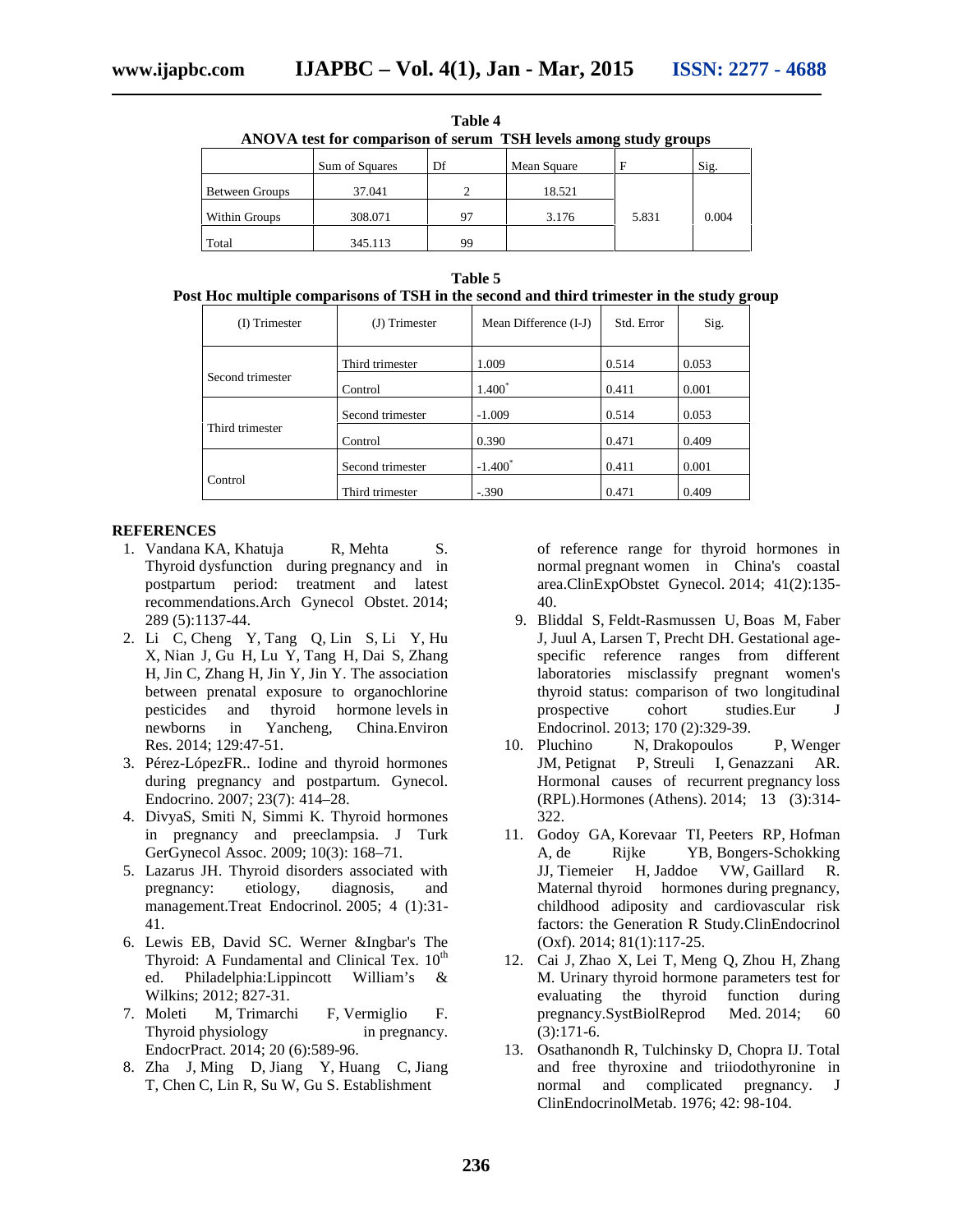**Table 4**
**ANOVA test for comparison of serum TSH levels among study groups**

| | Sum of Squares | Df | Mean Square | F | Sig. |
|---|---|---|---|---|---|
| Between Groups | 37.041 | 2 | 18.521 | | |
| Within Groups | 308.071 | 97 | 3.176 | 5.831 | 0.004 |
| Total | 345.113 | 99 | | | |

**Table 5**
**Post Hoc multiple comparisons of TSH in the second and third trimester in the study group**

| (I) Trimester | (J) Trimester | Mean Difference (I-J) | Std. Error | Sig. |
|---|---|---|---|---|
| Second trimester | Third trimester | 1.009 | 0.514 | 0.053 |
| | Control | 1.400* | 0.411 | 0.001 |
| Third trimester | Second trimester | -1.009 | 0.514 | 0.053 |
| | Control | 0.390 | 0.471 | 0.409 |
| Control | Second trimester | -1.400* | 0.411 | 0.001 |
| | Third trimester | -.390 | 0.471 | 0.409 |

## REFERENCES

1. Vandana KA, Khatuja R, Mehta S. Thyroid dysfunction during pregnancy and in postpartum period: treatment and latest recommendations.Arch Gynecol Obstet. 2014; 289 (5):1137-44.
2. Li C, Cheng Y, Tang Q, Lin S, Li Y, Hu X, Nian J, Gu H, Lu Y, Tang H, Dai S, Zhang H, Jin C, Zhang H, Jin Y, Jin Y. The association between prenatal exposure to organochlorine pesticides and thyroid hormone levels in newborns in Yancheng, China.Environ Res. 2014; 129:47-51.
3. Pérez-LópezFR.. Iodine and thyroid hormones during pregnancy and postpartum. Gynecol. Endocrino. 2007; 23(7): 414–28.
4. DivyaS, Smiti N, Simmi K. Thyroid hormones in pregnancy and preeclampsia. J Turk GerGynecol Assoc. 2009; 10(3): 168–71.
5. Lazarus JH. Thyroid disorders associated with pregnancy: etiology, diagnosis, and management.Treat Endocrinol. 2005; 4 (1):31-41.
6. Lewis EB, David SC. Werner &Ingbar's The Thyroid: A Fundamental and Clinical Tex. 10th ed. Philadelphia:Lippincott William's & Wilkins; 2012; 827-31.
7. Moleti M, Trimarchi F, Vermiglio F. Thyroid physiology in pregnancy. EndocrPract. 2014; 20 (6):589-96.
8. Zha J, Ming D, Jiang Y, Huang C, Jiang T, Chen C, Lin R, Su W, Gu S. Establishment of reference range for thyroid hormones in normal pregnant women in China's coastal area.ClinExpObstet Gynecol. 2014; 41(2):135-40.
9. Bliddal S, Feldt-Rasmussen U, Boas M, Faber J, Juul A, Larsen T, Precht DH. Gestational age-specific reference ranges from different laboratories misclassify pregnant women's thyroid status: comparison of two longitudinal prospective cohort studies.Eur J Endocrinol. 2013; 170 (2):329-39.
10. Pluchino N, Drakopoulos P, Wenger JM, Petignat P, Streuli I, Genazzani AR. Hormonal causes of recurrent pregnancy loss (RPL).Hormones (Athens). 2014; 13 (3):314-322.
11. Godoy GA, Korevaar TI, Peeters RP, Hofman A, de Rijke YB, Bongers-Schokking JJ, Tiemeier H, Jaddoe VW, Gaillard R. Maternal thyroid hormones during pregnancy, childhood adiposity and cardiovascular risk factors: the Generation R Study.ClinEndocrinol (Oxf). 2014; 81(1):117-25.
12. Cai J, Zhao X, Lei T, Meng Q, Zhou H, Zhang M. Urinary thyroid hormone parameters test for evaluating the thyroid function during pregnancy.SystBiolReprod Med. 2014; 60 (3):171-6.
13. Osathanondh R, Tulchinsky D, Chopra IJ. Total and free thyroxine and triiodothyronine in normal and complicated pregnancy. J ClinEndocrinolMetab. 1976; 42: 98-104.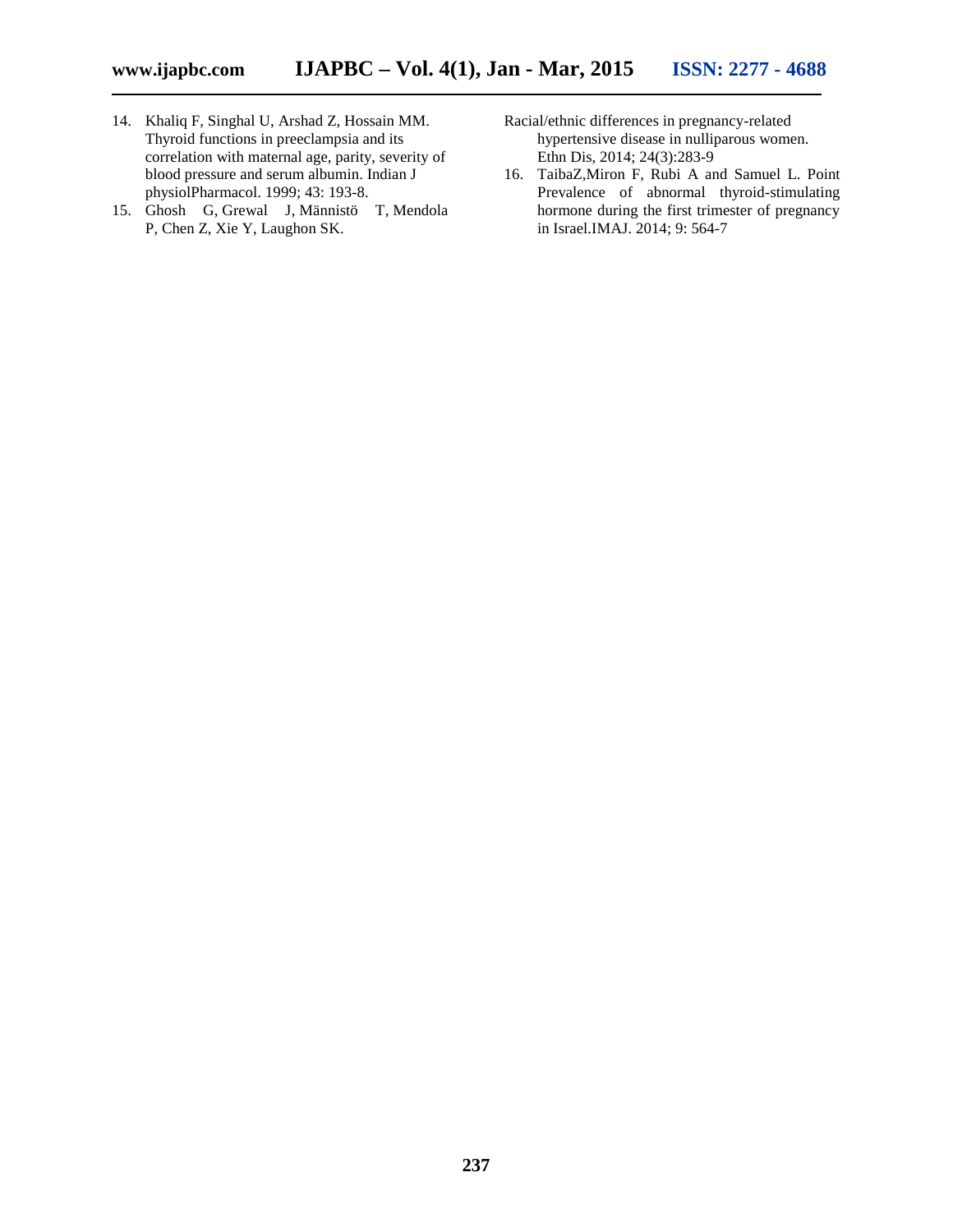14. Khaliq F, Singhal U, Arshad Z, Hossain MM. Thyroid functions in preeclampsia and its correlation with maternal age, parity, severity of blood pressure and serum albumin. Indian J physiolPharmacol. 1999; 43: 193-8.
15. Ghosh G, Grewal J, Männistö T, Mendola P, Chen Z, Xie Y, Laughon SK. Racial/ethnic differences in pregnancy-related hypertensive disease in nulliparous women. Ethn Dis, 2014; 24(3):283-9
16. TaibaZ,Miron F, Rubi A and Samuel L. Point Prevalence of abnormal thyroid-stimulating hormone during the first trimester of pregnancy in Israel.IMAJ. 2014; 9: 564-7